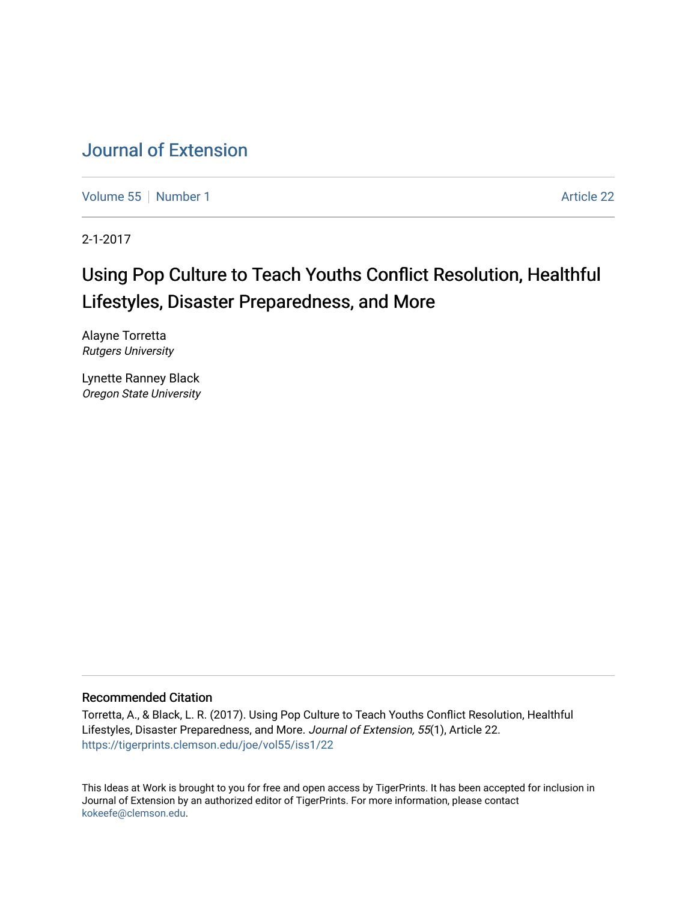# Journal of Extension

Volume 55 | Number 1 | Article 22

2-1-2017

## Using Pop Culture to Teach Youths Conflict Resolution, Healthful Lifestyles, Disaster Preparedness, and More

Alayne Torretta
*Rutgers University*

Lynette Ranney Black
*Oregon State University*

### Recommended Citation

Torretta, A., & Black, L. R. (2017). Using Pop Culture to Teach Youths Conflict Resolution, Healthful Lifestyles, Disaster Preparedness, and More. *Journal of Extension, 55*(1), Article 22.
https://tigerprints.clemson.edu/joe/vol55/iss1/22

This Ideas at Work is brought to you for free and open access by TigerPrints. It has been accepted for inclusion in Journal of Extension by an authorized editor of TigerPrints. For more information, please contact kokeefe@clemson.edu.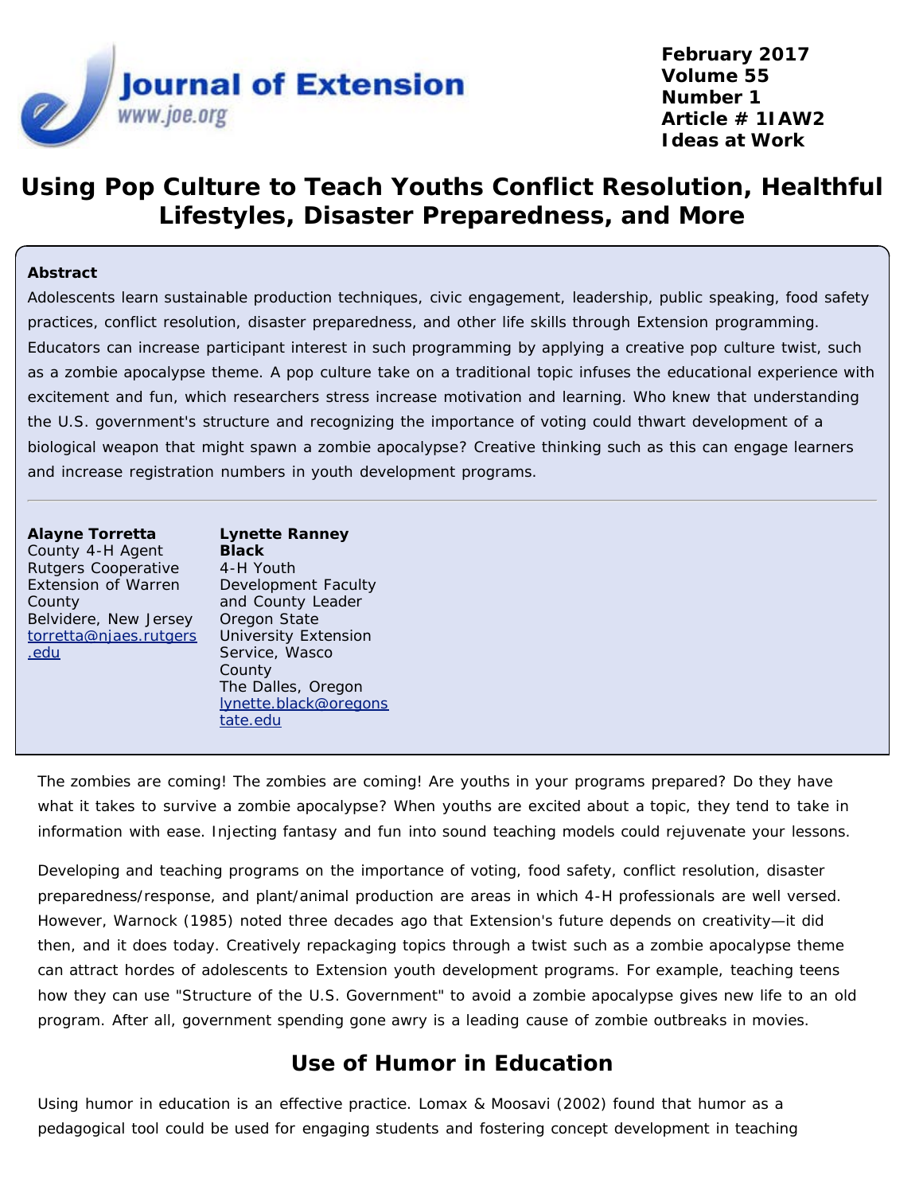# Using Pop Culture to Teach Youths Conflict Resolution, Healthful Lifestyles, Disaster Preparedness, and More

**Abstract**

Adolescents learn sustainable production techniques, civic engagement, leadership, public speaking, food safety practices, conflict resolution, disaster preparedness, and other life skills through Extension programming. Educators can increase participant interest in such programming by applying a creative pop culture twist, such as a zombie apocalypse theme. A pop culture take on a traditional topic infuses the educational experience with excitement and fun, which researchers stress increase motivation and learning. Who knew that understanding the U.S. government's structure and recognizing the importance of voting could thwart development of a biological weapon that might spawn a zombie apocalypse? Creative thinking such as this can engage learners and increase registration numbers in youth development programs.

---

**Alayne Torretta**
County 4-H Agent
Rutgers Cooperative Extension of Warren County
Belvidere, New Jersey
torretta@njaes.rutgers.edu

**Lynette Ranney Black**
4-H Youth Development Faculty and County Leader
Oregon State University Extension Service, Wasco County
The Dalles, Oregon
lynette.black@oregonstate.edu

The zombies are coming! The zombies are coming! Are youths in your programs prepared? Do they have what it takes to survive a zombie apocalypse? When youths are excited about a topic, they tend to take in information with ease. Injecting fantasy and fun into sound teaching models could rejuvenate your lessons.

Developing and teaching programs on the importance of voting, food safety, conflict resolution, disaster preparedness/response, and plant/animal production are areas in which 4-H professionals are well versed. However, Warnock (1985) noted three decades ago that Extension's future depends on creativity—it did then, and it does today. Creatively repackaging topics through a twist such as a zombie apocalypse theme can attract hordes of adolescents to Extension youth development programs. For example, teaching teens how they can use "Structure of the U.S. Government" to avoid a zombie apocalypse gives new life to an old program. After all, government spending gone awry is a leading cause of zombie outbreaks in movies.

## Use of Humor in Education

Using humor in education is an effective practice. Lomax & Moosavi (2002) found that humor as a pedagogical tool could be used for engaging students and fostering concept development in teaching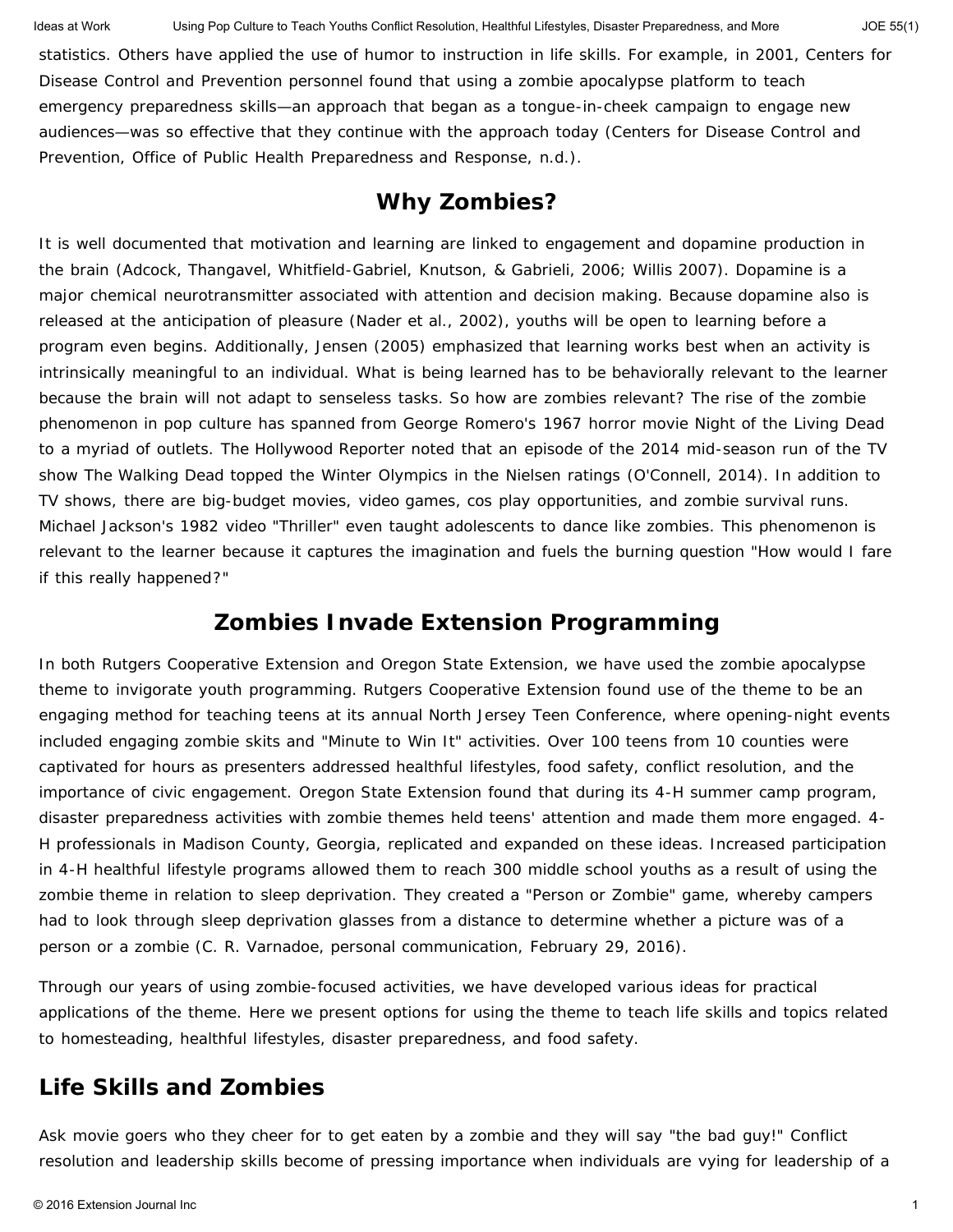statistics. Others have applied the use of humor to instruction in life skills. For example, in 2001, Centers for Disease Control and Prevention personnel found that using a zombie apocalypse platform to teach emergency preparedness skills—an approach that began as a tongue-in-cheek campaign to engage new audiences—was so effective that they continue with the approach today (Centers for Disease Control and Prevention, Office of Public Health Preparedness and Response, n.d.).

## Why Zombies?

It is well documented that motivation and learning are linked to engagement and dopamine production in the brain (Adcock, Thangavel, Whitfield-Gabriel, Knutson, & Gabrieli, 2006; Willis 2007). Dopamine is a major chemical neurotransmitter associated with attention and decision making. Because dopamine also is released at the anticipation of pleasure (Nader et al., 2002), youths will be open to learning before a program even begins. Additionally, Jensen (2005) emphasized that learning works best when an activity is intrinsically meaningful to an individual. What is being learned has to be behaviorally relevant to the learner because the brain will not adapt to senseless tasks. So how are zombies relevant? The rise of the zombie phenomenon in pop culture has spanned from George Romero's 1967 horror movie Night of the Living Dead to a myriad of outlets. The Hollywood Reporter noted that an episode of the 2014 mid-season run of the TV show The Walking Dead topped the Winter Olympics in the Nielsen ratings (O'Connell, 2014). In addition to TV shows, there are big-budget movies, video games, cos play opportunities, and zombie survival runs. Michael Jackson's 1982 video "Thriller" even taught adolescents to dance like zombies. This phenomenon is relevant to the learner because it captures the imagination and fuels the burning question "How would I fare if this really happened?"

## Zombies Invade Extension Programming

In both Rutgers Cooperative Extension and Oregon State Extension, we have used the zombie apocalypse theme to invigorate youth programming. Rutgers Cooperative Extension found use of the theme to be an engaging method for teaching teens at its annual North Jersey Teen Conference, where opening-night events included engaging zombie skits and "Minute to Win It" activities. Over 100 teens from 10 counties were captivated for hours as presenters addressed healthful lifestyles, food safety, conflict resolution, and the importance of civic engagement. Oregon State Extension found that during its 4-H summer camp program, disaster preparedness activities with zombie themes held teens' attention and made them more engaged. 4-H professionals in Madison County, Georgia, replicated and expanded on these ideas. Increased participation in 4-H healthful lifestyle programs allowed them to reach 300 middle school youths as a result of using the zombie theme in relation to sleep deprivation. They created a "Person or Zombie" game, whereby campers had to look through sleep deprivation glasses from a distance to determine whether a picture was of a person or a zombie (C. R. Varnadoe, personal communication, February 29, 2016).

Through our years of using zombie-focused activities, we have developed various ideas for practical applications of the theme. Here we present options for using the theme to teach life skills and topics related to homesteading, healthful lifestyles, disaster preparedness, and food safety.

## Life Skills and Zombies

Ask movie goers who they cheer for to get eaten by a zombie and they will say "the bad guy!" Conflict resolution and leadership skills become of pressing importance when individuals are vying for leadership of a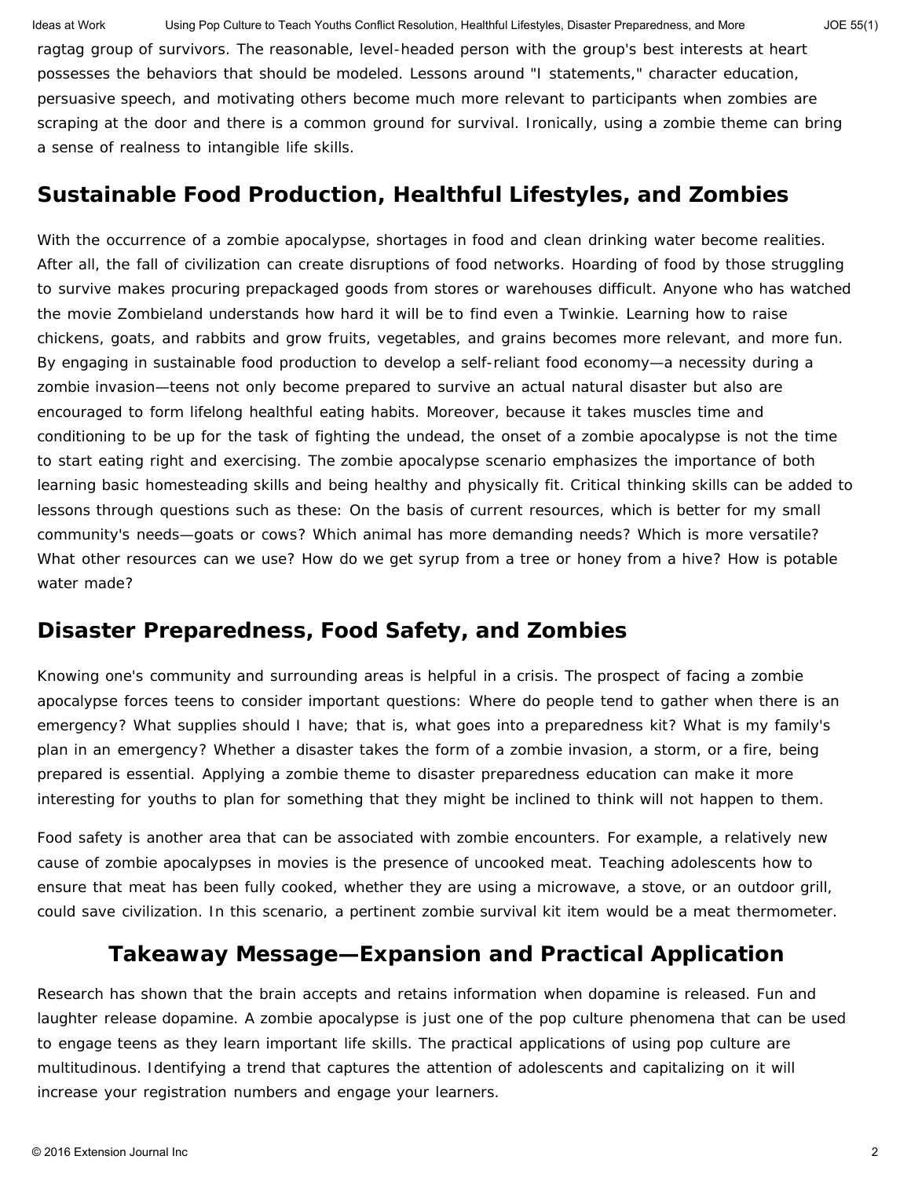ragtag group of survivors. The reasonable, level-headed person with the group's best interests at heart possesses the behaviors that should be modeled. Lessons around "I statements," character education, persuasive speech, and motivating others become much more relevant to participants when zombies are scraping at the door and there is a common ground for survival. Ironically, using a zombie theme can bring a sense of realness to intangible life skills.

## Sustainable Food Production, Healthful Lifestyles, and Zombies

With the occurrence of a zombie apocalypse, shortages in food and clean drinking water become realities. After all, the fall of civilization can create disruptions of food networks. Hoarding of food by those struggling to survive makes procuring prepackaged goods from stores or warehouses difficult. Anyone who has watched the movie Zombieland understands how hard it will be to find even a Twinkie. Learning how to raise chickens, goats, and rabbits and grow fruits, vegetables, and grains becomes more relevant, and more fun. By engaging in sustainable food production to develop a self-reliant food economy—a necessity during a zombie invasion—teens not only become prepared to survive an actual natural disaster but also are encouraged to form lifelong healthful eating habits. Moreover, because it takes muscles time and conditioning to be up for the task of fighting the undead, the onset of a zombie apocalypse is not the time to start eating right and exercising. The zombie apocalypse scenario emphasizes the importance of both learning basic homesteading skills and being healthy and physically fit. Critical thinking skills can be added to lessons through questions such as these: On the basis of current resources, which is better for my small community's needs—goats or cows? Which animal has more demanding needs? Which is more versatile? What other resources can we use? How do we get syrup from a tree or honey from a hive? How is potable water made?

## Disaster Preparedness, Food Safety, and Zombies

Knowing one's community and surrounding areas is helpful in a crisis. The prospect of facing a zombie apocalypse forces teens to consider important questions: Where do people tend to gather when there is an emergency? What supplies should I have; that is, what goes into a preparedness kit? What is my family's plan in an emergency? Whether a disaster takes the form of a zombie invasion, a storm, or a fire, being prepared is essential. Applying a zombie theme to disaster preparedness education can make it more interesting for youths to plan for something that they might be inclined to think will not happen to them.

Food safety is another area that can be associated with zombie encounters. For example, a relatively new cause of zombie apocalypses in movies is the presence of uncooked meat. Teaching adolescents how to ensure that meat has been fully cooked, whether they are using a microwave, a stove, or an outdoor grill, could save civilization. In this scenario, a pertinent zombie survival kit item would be a meat thermometer.

## Takeaway Message—Expansion and Practical Application

Research has shown that the brain accepts and retains information when dopamine is released. Fun and laughter release dopamine. A zombie apocalypse is just one of the pop culture phenomena that can be used to engage teens as they learn important life skills. The practical applications of using pop culture are multitudinous. Identifying a trend that captures the attention of adolescents and capitalizing on it will increase your registration numbers and engage your learners.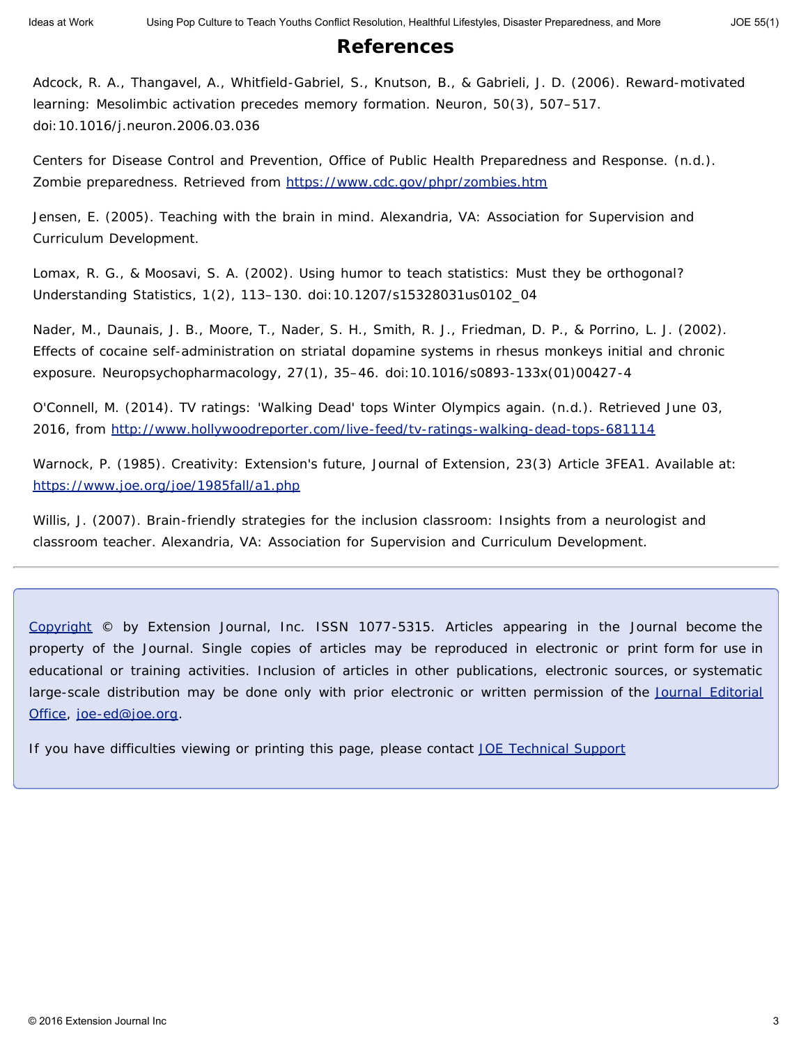## References

Adcock, R. A., Thangavel, A., Whitfield-Gabriel, S., Knutson, B., & Gabrieli, J. D. (2006). Reward-motivated learning: Mesolimbic activation precedes memory formation. Neuron, 50(3), 507–517. doi:10.1016/j.neuron.2006.03.036

Centers for Disease Control and Prevention, Office of Public Health Preparedness and Response. (n.d.). Zombie preparedness. Retrieved from [https://www.cdc.gov/phpr/zombies.htm](https://www.cdc.gov/phpr/zombies.htm)

Jensen, E. (2005). Teaching with the brain in mind. Alexandria, VA: Association for Supervision and Curriculum Development.

Lomax, R. G., & Moosavi, S. A. (2002). Using humor to teach statistics: Must they be orthogonal? Understanding Statistics, 1(2), 113–130. doi:10.1207/s15328031us0102_04

Nader, M., Daunais, J. B., Moore, T., Nader, S. H., Smith, R. J., Friedman, D. P., & Porrino, L. J. (2002). Effects of cocaine self-administration on striatal dopamine systems in rhesus monkeys initial and chronic exposure. Neuropsychopharmacology, 27(1), 35–46. doi:10.1016/s0893-133x(01)00427-4

O'Connell, M. (2014). TV ratings: 'Walking Dead' tops Winter Olympics again. (n.d.). Retrieved June 03, 2016, from [http://www.hollywoodreporter.com/live-feed/tv-ratings-walking-dead-tops-681114](http://www.hollywoodreporter.com/live-feed/tv-ratings-walking-dead-tops-681114)

Warnock, P. (1985). Creativity: Extension's future, Journal of Extension, 23(3) Article 3FEA1. Available at: [https://www.joe.org/joe/1985fall/a1.php](https://www.joe.org/joe/1985fall/a1.php)

Willis, J. (2007). Brain-friendly strategies for the inclusion classroom: Insights from a neurologist and classroom teacher. Alexandria, VA: Association for Supervision and Curriculum Development.

---

Copyright © by Extension Journal, Inc. ISSN 1077-5315. Articles appearing in the Journal become the property of the Journal. Single copies of articles may be reproduced in electronic or print form for use in educational or training activities. Inclusion of articles in other publications, electronic sources, or systematic large-scale distribution may be done only with prior electronic or written permission of the Journal Editorial Office, joe-ed@joe.org.

If you have difficulties viewing or printing this page, please contact JOE Technical Support